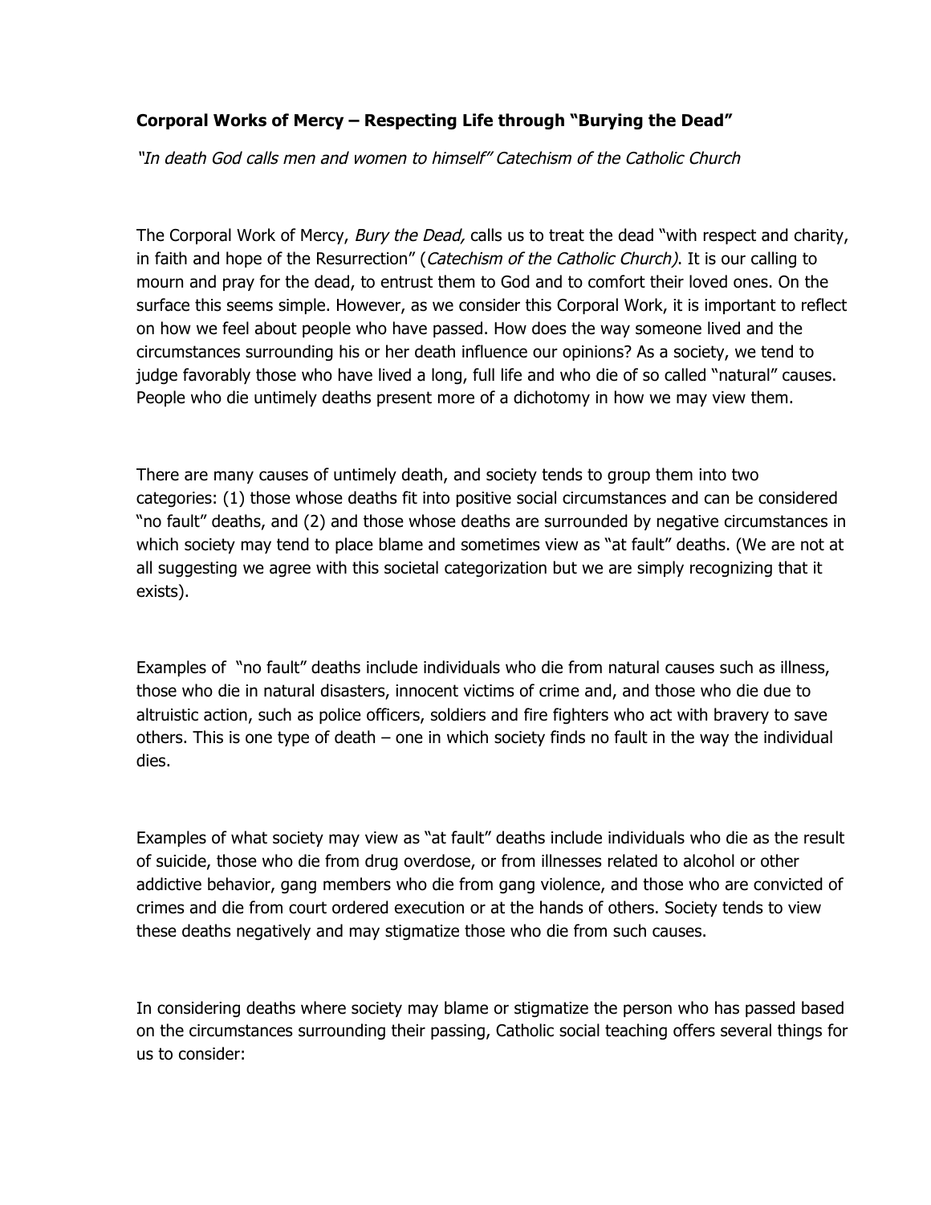**Corporal Works of Mercy – Respecting Life through "Burying the Dead"**

*"In death God calls men and women to himself" Catechism of the Catholic Church*

The Corporal Work of Mercy, *Bury the Dead,* calls us to treat the dead "with respect and charity, in faith and hope of the Resurrection" (*Catechism of the Catholic Church)*. It is our calling to mourn and pray for the dead, to entrust them to God and to comfort their loved ones. On the surface this seems simple. However, as we consider this Corporal Work, it is important to reflect on how we feel about people who have passed. How does the way someone lived and the circumstances surrounding his or her death influence our opinions? As a society, we tend to judge favorably those who have lived a long, full life and who die of so called "natural" causes. People who die untimely deaths present more of a dichotomy in how we may view them.

There are many causes of untimely death, and society tends to group them into two categories: (1) those whose deaths fit into positive social circumstances and can be considered "no fault" deaths, and (2) and those whose deaths are surrounded by negative circumstances in which society may tend to place blame and sometimes view as "at fault" deaths. (We are not at all suggesting we agree with this societal categorization but we are simply recognizing that it exists).

Examples of "no fault" deaths include individuals who die from natural causes such as illness, those who die in natural disasters, innocent victims of crime and, and those who die due to altruistic action, such as police officers, soldiers and fire fighters who act with bravery to save others. This is one type of death – one in which society finds no fault in the way the individual dies.

Examples of what society may view as "at fault" deaths include individuals who die as the result of suicide, those who die from drug overdose, or from illnesses related to alcohol or other addictive behavior, gang members who die from gang violence, and those who are convicted of crimes and die from court ordered execution or at the hands of others. Society tends to view these deaths negatively and may stigmatize those who die from such causes.

In considering deaths where society may blame or stigmatize the person who has passed based on the circumstances surrounding their passing, Catholic social teaching offers several things for us to consider: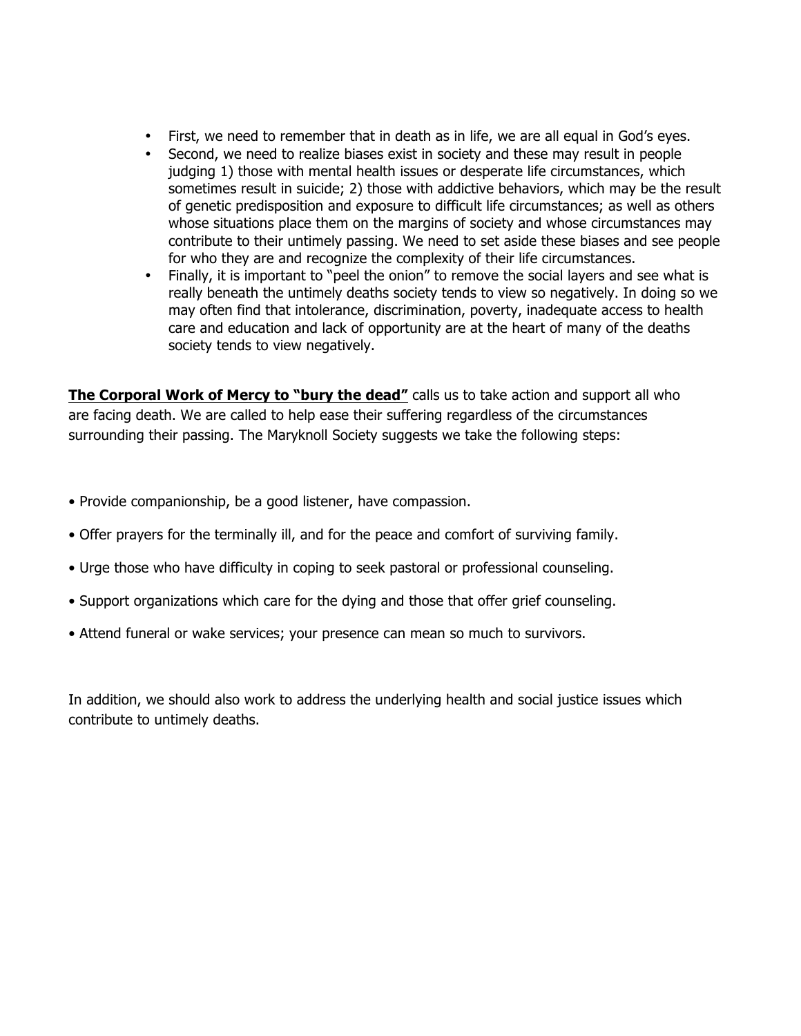- First, we need to remember that in death as in life, we are all equal in God's eyes.
- Second, we need to realize biases exist in society and these may result in people judging 1) those with mental health issues or desperate life circumstances, which sometimes result in suicide; 2) those with addictive behaviors, which may be the result of genetic predisposition and exposure to difficult life circumstances; as well as others whose situations place them on the margins of society and whose circumstances may contribute to their untimely passing. We need to set aside these biases and see people for who they are and recognize the complexity of their life circumstances.
- Finally, it is important to "peel the onion" to remove the social layers and see what is really beneath the untimely deaths society tends to view so negatively. In doing so we may often find that intolerance, discrimination, poverty, inadequate access to health care and education and lack of opportunity are at the heart of many of the deaths society tends to view negatively.

**<u>The Corporal Work of Mercy to "bury the dead"</u>** calls us to take action and support all who are facing death. We are called to help ease their suffering regardless of the circumstances surrounding their passing. The Maryknoll Society suggests we take the following steps:

- Provide companionship, be a good listener, have compassion.
- Offer prayers for the terminally ill, and for the peace and comfort of surviving family.
- Urge those who have difficulty in coping to seek pastoral or professional counseling.
- Support organizations which care for the dying and those that offer grief counseling.
- Attend funeral or wake services; your presence can mean so much to survivors.

In addition, we should also work to address the underlying health and social justice issues which contribute to untimely deaths.